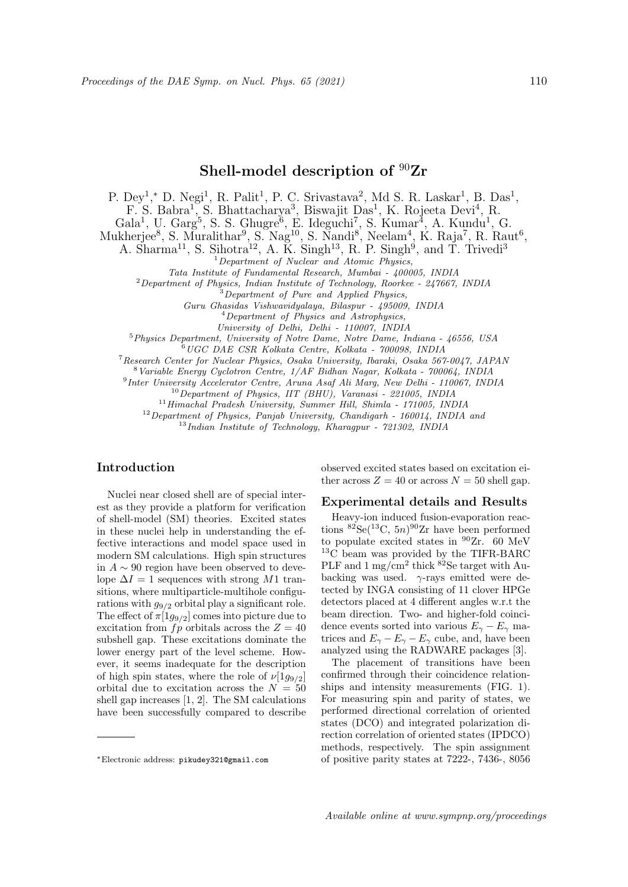# Shell-model description of $^{90}$Zr

P. Dey[1,*], D. Negi[1], R. Palit[1], P. C. Srivastava[2], Md S. R. Laskar[1], B. Das[1], F. S. Babra[1], S. Bhattacharya[3], Biswajit Das[1], K. Rojeeta Devi[4], R. Gala[1], U. Garg[5], S. S. Ghugre[6], E. Ideguchi[7], S. Kumar[4], A. Kundu[1], G. Mukherjee[8], S. Muralithar[9], S. Nag[10], S. Nandi[8], Neelam[4], K. Raja[7], R. Raut[6], A. Sharma[11], S. Sihotra[12], A. K. Singh[13], R. P. Singh[9], and T. Trivedi[3]

[1] *Department of Nuclear and Atomic Physics, Tata Institute of Fundamental Research, Mumbai - 400005, INDIA*
[2] *Department of Physics, Indian Institute of Technology, Roorkee - 247667, INDIA*
[3] *Department of Pure and Applied Physics, Guru Ghasidas Vishwavidyalaya, Bilaspur - 495009, INDIA*
[4] *Department of Physics and Astrophysics, University of Delhi, Delhi - 110007, INDIA*
[5] *Physics Department, University of Notre Dame, Notre Dame, Indiana - 46556, USA*
[6] *UGC DAE CSR Kolkata Centre, Kolkata - 700098, INDIA*
[7] *Research Center for Nuclear Physics, Osaka University, Ibaraki, Osaka 567-0047, JAPAN*
[8] *Variable Energy Cyclotron Centre, 1/AF Bidhan Nagar, Kolkata - 700064, INDIA*
[9] *Inter University Accelerator Centre, Aruna Asaf Ali Marg, New Delhi - 110067, INDIA*
[10] *Department of Physics, IIT (BHU), Varanasi - 221005, INDIA*
[11] *Himachal Pradesh University, Summer Hill, Shimla - 171005, INDIA*
[12] *Department of Physics, Panjab University, Chandigarh - 160014, INDIA and*
[13] *Indian Institute of Technology, Kharagpur - 721302, INDIA*

## Introduction

Nuclei near closed shell are of special interest as they provide a platform for verification of shell-model (SM) theories. Excited states in these nuclei help in understanding the effective interactions and model space used in modern SM calculations. High spin structures in $A \sim 90$ region have been observed to develope $\Delta I = 1$ sequences with strong $M1$ transitions, where multiparticle-multihole configurations with $g_{9/2}$ orbital play a significant role. The effect of $\pi[1g_{9/2}]$ comes into picture due to excitation from $fp$ orbitals across the $Z = 40$ subshell gap. These excitations dominate the lower energy part of the level scheme. However, it seems inadequate for the description of high spin states, where the role of $\nu[1g_{9/2}]$ orbital due to excitation across the $N = 50$ shell gap increases [1, 2]. The SM calculations have been successfully compared to describe observed excited states based on excitation either across $Z = 40$ or across $N = 50$ shell gap.

## Experimental details and Results

Heavy-ion induced fusion-evaporation reactions $^{82}$Se($^{13}$C, $5n$)$^{90}$Zr have been performed to populate excited states in $^{90}$Zr. 60 MeV $^{13}$C beam was provided by the TIFR-BARC PLF and 1 mg/cm$^2$ thick $^{82}$Se target with Au-backing was used. $\gamma$-rays emitted were detected by INGA consisting of 11 clover HPGe detectors placed at 4 different angles w.r.t the beam direction. Two- and higher-fold coincidence events sorted into various $E_\gamma - E_\gamma$ matrices and $E_\gamma - E_\gamma - E_\gamma$ cube, and, have been analyzed using the RADWARE packages [3].

The placement of transitions have been confirmed through their coincidence relationships and intensity measurements (FIG. 1). For measuring spin and parity of states, we performed directional correlation of oriented states (DCO) and integrated polarization direction correlation of oriented states (IPDCO) methods, respectively. The spin assignment of positive parity states at 7222-, 7436-, 8056

*Electronic address: pikudey321@gmail.com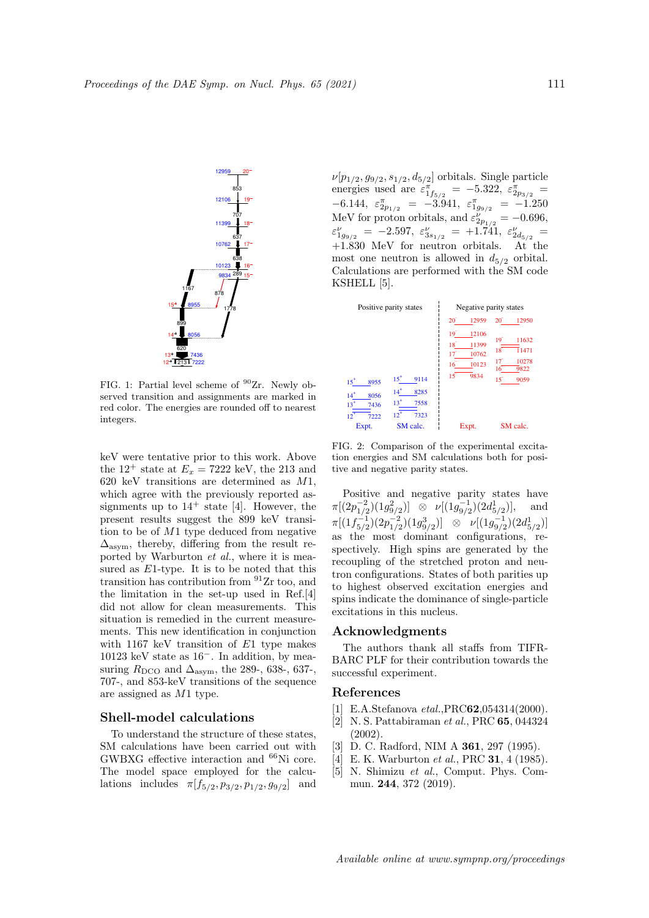12959 20⁻
853
12106 19⁻
707
11399 18⁻
637
10762 17⁻
638
10123 16⁻
289
9834 15⁻
1167
878
15+ 8955
1778
899
14+ 8056
620
13+ 7436
12+ 213 7222

FIG. 1: Partial level scheme of $^{90}$Zr. Newly observed transition and assignments are marked in red color. The energies are rounded off to nearest integers.

keV were tentative prior to this work. Above the $12^+$ state at $E_x = 7222$ keV, the 213 and 620 keV transitions are determined as $M1$, which agree with the previously reported assignments up to $14^+$ state [4]. However, the present results suggest the 899 keV transition to be of $M1$ type deduced from negative $\Delta_{\text{asym}}$, thereby, differing from the result reported by Warburton *et al.*, where it is measured as $E1$-type. It is to be noted that this transition has contribution from $^{91}$Zr too, and the limitation in the set-up used in Ref.[4] did not allow for clean measurements. This situation is remedied in the current measurements. This new identification in conjunction with 1167 keV transition of $E1$ type makes 10123 keV state as $16^-$. In addition, by measuring $R_{\text{DCO}}$ and $\Delta_{\text{asym}}$, the 289-, 638-, 637-, 707-, and 853-keV transitions of the sequence are assigned as $M1$ type.

## Shell-model calculations

To understand the structure of these states, SM calculations have been carried out with GWBXG effective interaction and $^{66}$Ni core. The model space employed for the calculations includes $\pi[f_{5/2}, p_{3/2}, p_{1/2}, g_{9/2}]$ and $\nu[p_{1/2}, g_{9/2}, s_{1/2}, d_{5/2}]$ orbitals. Single particle energies used are $\varepsilon^{\pi}_{1f_{5/2}} = -5.322$, $\varepsilon^{\pi}_{2p_{3/2}} = -6.144$, $\varepsilon^{\pi}_{2p_{1/2}} = -3.941$, $\varepsilon^{\pi}_{1g_{9/2}} = -1.250$ MeV for proton orbitals, and $\varepsilon^{\nu}_{2p_{1/2}} = -0.696$, $\varepsilon^{\nu}_{1g_{9/2}} = -2.597$, $\varepsilon^{\nu}_{3s_{1/2}} = +1.741$, $\varepsilon^{\nu}_{2d_{5/2}} = +1.830$ MeV for neutron orbitals. At the most one neutron is allowed in $d_{5/2}$ orbital. Calculations are performed with the SM code KSHELL [5].

Positive parity states

Negative parity states

20⁻ 12959 20⁻ 12950
19⁻ 12106 19⁻ 11632
18⁻ 11399 18⁻ 11471
17⁻ 10762 17⁻ 10278
16⁻ 10123 16⁻ 9822
15⁻ 9834 15⁻ 9059
15⁺ 8955 15⁺ 9114
14⁺ 8056 14⁺ 8285
13⁺ 7436 13⁺ 7558
12⁺ 7222 12⁺ 7323

Expt. SM calc. Expt. SM calc.

FIG. 2: Comparison of the experimental excitation energies and SM calculations both for positive and negative parity states.

Positive and negative parity states have $\pi[(2p^{-2}_{1/2})(1g^{2}_{9/2})] \otimes \nu[(1g^{-1}_{9/2})(2d^{1}_{5/2})]$, and $\pi[(1f^{-1}_{5/2})(2p^{-2}_{1/2})(1g^{3}_{9/2})] \otimes \nu[(1g^{-1}_{9/2})(2d^{1}_{5/2})]$ as the most dominant configurations, respectively. High spins are generated by the recoupling of the stretched proton and neutron configurations. States of both parities up to highest observed excitation energies and spins indicate the dominance of single-particle excitations in this nucleus.

## Acknowledgments

The authors thank all staffs from TIFR-BARC PLF for their contribution towards the successful experiment.

## References

[1] E.A.Stefanova *etal.*,PRC**62**,054314(2000).
[2] N. S. Pattabiraman *et al.*, PRC **65**, 044324 (2002).
[3] D. C. Radford, NIM A **361**, 297 (1995).
[4] E. K. Warburton *et al.*, PRC **31**, 4 (1985).
[5] N. Shimizu *et al.*, Comput. Phys. Commun. **244**, 372 (2019).